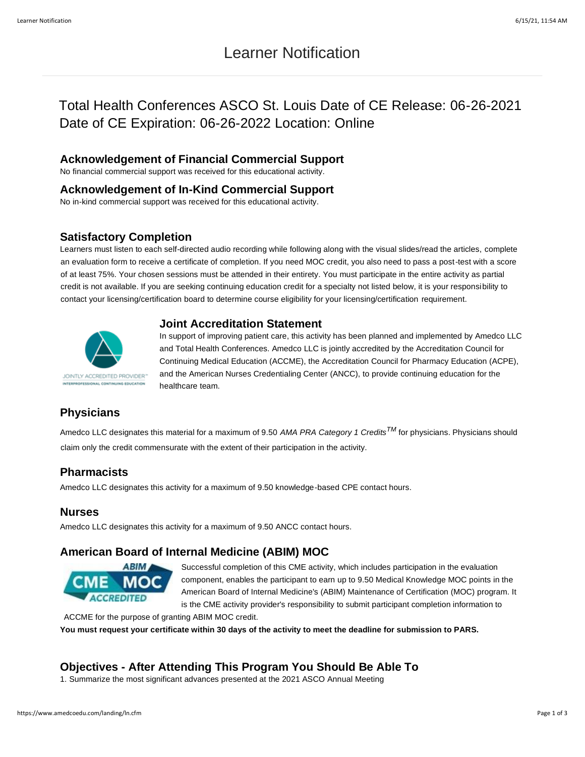# Learner Notification

## Total Health Conferences ASCO St. Louis Date of CE Release: 06-26-2021 Date of CE Expiration: 06-26-2022 Location: Online

### Acknowledgement of Financial Commercial Support

No financial commercial support was received for this educational activity.

### Acknowledgement of In-Kind Commercial Support

No in-kind commercial support was received for this educational activity.

### Satisfactory Completion

Learners must listen to each self-directed audio recording while following along with the visual slides/read the articles, complete an evaluation form to receive a certificate of completion. If you need MOC credit, you also need to pass a post-test with a score of at least 75%. Your chosen sessions must be attended in their entirety. You must participate in the entire activity as partial credit is not available. If you are seeking continuing education credit for a specialty not listed below, it is your responsibility to contact your licensing/certification board to determine course eligibility for your licensing/certification requirement.

### Joint Accreditation Statement

In support of improving patient care, this activity has been planned and implemented by Amedco LLC and Total Health Conferences. Amedco LLC is jointly accredited by the Accreditation Council for Continuing Medical Education (ACCME), the Accreditation Council for Pharmacy Education (ACPE), and the American Nurses Credentialing Center (ANCC), to provide continuing education for the healthcare team.

### Physicians

Amedco LLC designates this material for a maximum of 9.50 *AMA PRA Category 1 Credits*™ for physicians. Physicians should claim only the credit commensurate with the extent of their participation in the activity.

### Pharmacists

Amedco LLC designates this activity for a maximum of 9.50 knowledge-based CPE contact hours.

### Nurses

Amedco LLC designates this activity for a maximum of 9.50 ANCC contact hours.

### American Board of Internal Medicine (ABIM) MOC

Successful completion of this CME activity, which includes participation in the evaluation component, enables the participant to earn up to 9.50 Medical Knowledge MOC points in the American Board of Internal Medicine's (ABIM) Maintenance of Certification (MOC) program. It is the CME activity provider's responsibility to submit participant completion information to ACCME for the purpose of granting ABIM MOC credit.

**You must request your certificate within 30 days of the activity to meet the deadline for submission to PARS.**

### Objectives - After Attending This Program You Should Be Able To

1. Summarize the most significant advances presented at the 2021 ASCO Annual Meeting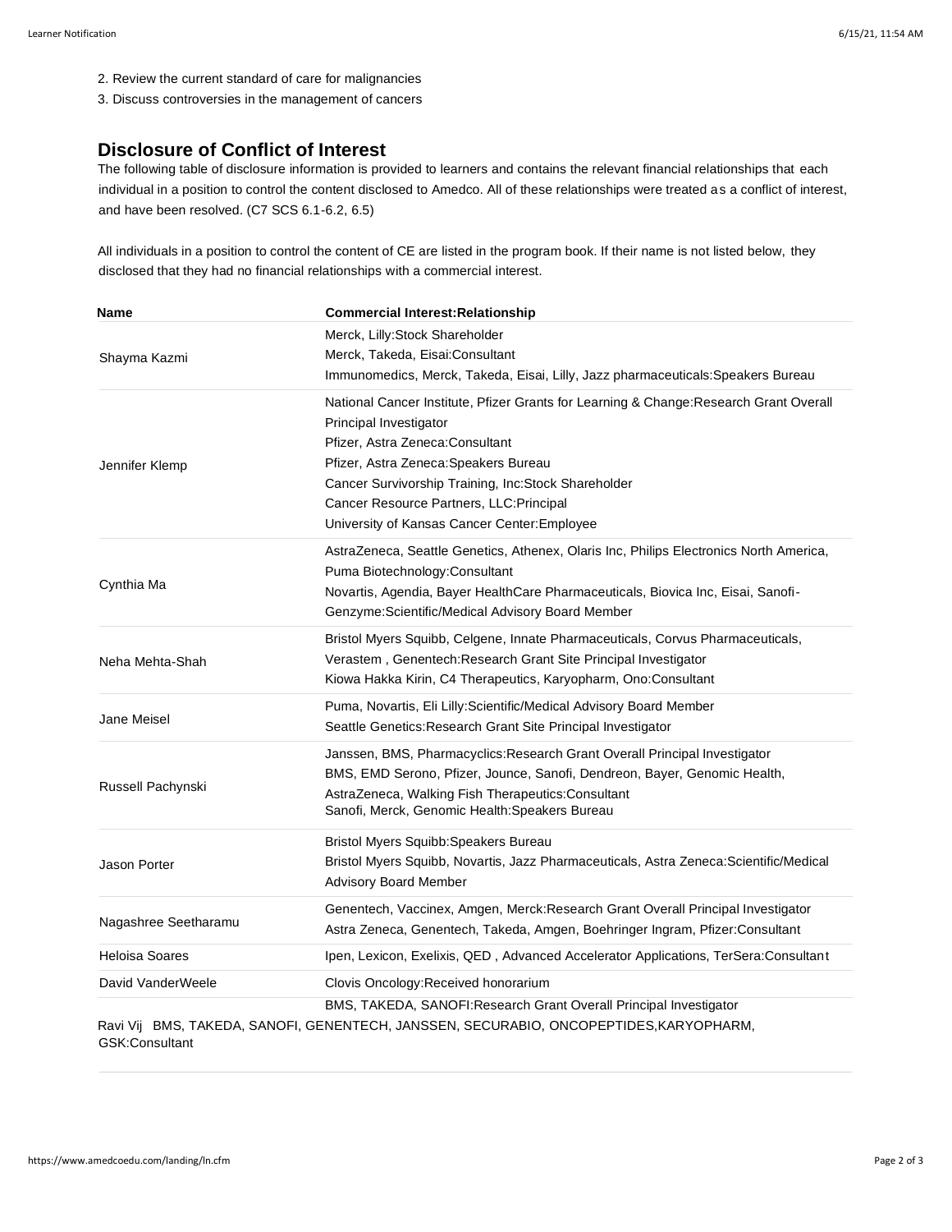2. Review the current standard of care for malignancies
3. Discuss controversies in the management of cancers

## Disclosure of Conflict of Interest

The following table of disclosure information is provided to learners and contains the relevant financial relationships that each individual in a position to control the content disclosed to Amedco. All of these relationships were treated as a conflict of interest, and have been resolved. (C7 SCS 6.1-6.2, 6.5)

All individuals in a position to control the content of CE are listed in the program book. If their name is not listed below, they disclosed that they had no financial relationships with a commercial interest.

| Name | Commercial Interest:Relationship |
|---|---|
| Shayma Kazmi | Merck, Lilly:Stock Shareholder<br>Merck, Takeda, Eisai:Consultant<br>Immunomedics, Merck, Takeda, Eisai, Lilly, Jazz pharmaceuticals:Speakers Bureau |
| Jennifer Klemp | National Cancer Institute, Pfizer Grants for Learning & Change:Research Grant Overall Principal Investigator<br>Pfizer, Astra Zeneca:Consultant<br>Pfizer, Astra Zeneca:Speakers Bureau<br>Cancer Survivorship Training, Inc:Stock Shareholder<br>Cancer Resource Partners, LLC:Principal<br>University of Kansas Cancer Center:Employee |
| Cynthia Ma | AstraZeneca, Seattle Genetics, Athenex, Olaris Inc, Philips Electronics North America, Puma Biotechnology:Consultant<br>Novartis, Agendia, Bayer HealthCare Pharmaceuticals, Biovica Inc, Eisai, Sanofi-Genzyme:Scientific/Medical Advisory Board Member |
| Neha Mehta-Shah | Bristol Myers Squibb, Celgene, Innate Pharmaceuticals, Corvus Pharmaceuticals, Verastem , Genentech:Research Grant Site Principal Investigator<br>Kiowa Hakka Kirin, C4 Therapeutics, Karyopharm, Ono:Consultant |
| Jane Meisel | Puma, Novartis, Eli Lilly:Scientific/Medical Advisory Board Member<br>Seattle Genetics:Research Grant Site Principal Investigator |
| Russell Pachynski | Janssen, BMS, Pharmacyclics:Research Grant Overall Principal Investigator<br>BMS, EMD Serono, Pfizer, Jounce, Sanofi, Dendreon, Bayer, Genomic Health, AstraZeneca, Walking Fish Therapeutics:Consultant<br>Sanofi, Merck, Genomic Health:Speakers Bureau |
| Jason Porter | Bristol Myers Squibb:Speakers Bureau<br>Bristol Myers Squibb, Novartis, Jazz Pharmaceuticals, Astra Zeneca:Scientific/Medical Advisory Board Member |
| Nagashree Seetharamu | Genentech, Vaccinex, Amgen, Merck:Research Grant Overall Principal Investigator<br>Astra Zeneca, Genentech, Takeda, Amgen, Boehringer Ingram, Pfizer:Consultant |
| Heloisa Soares | Ipen, Lexicon, Exelixis, QED , Advanced Accelerator Applications, TerSera:Consultant |
| David VanderWeele | Clovis Oncology:Received honorarium |
| Ravi Vij | BMS, TAKEDA, SANOFI:Research Grant Overall Principal Investigator<br>BMS, TAKEDA, SANOFI, GENENTECH, JANSSEN, SECURABIO, ONCOPEPTIDES,KARYOPHARM, GSK:Consultant |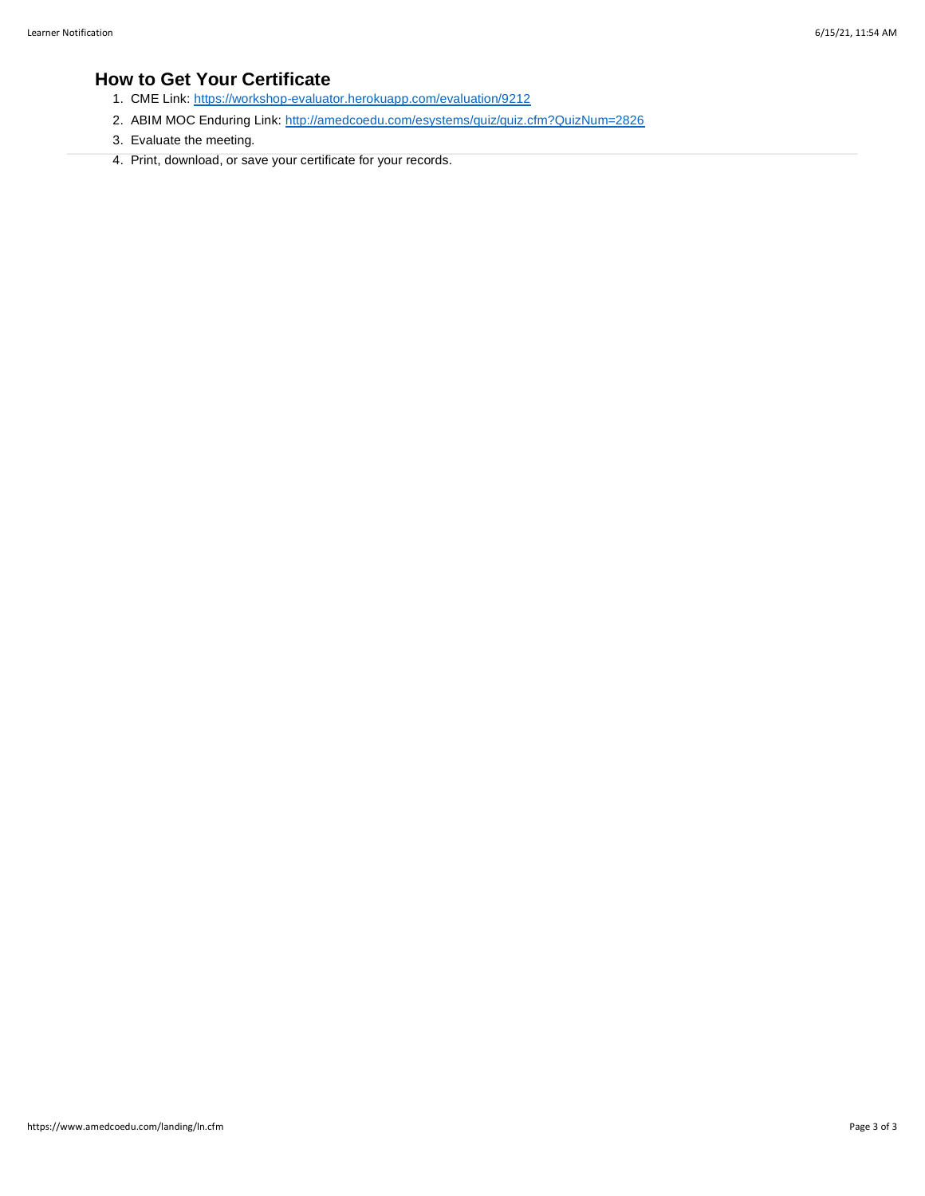## How to Get Your Certificate

1. CME Link: https://workshop-evaluator.herokuapp.com/evaluation/9212
2. ABIM MOC Enduring Link: http://amedcoedu.com/esystems/quiz/quiz.cfm?QuizNum=2826
3. Evaluate the meeting.
4. Print, download, or save your certificate for your records.